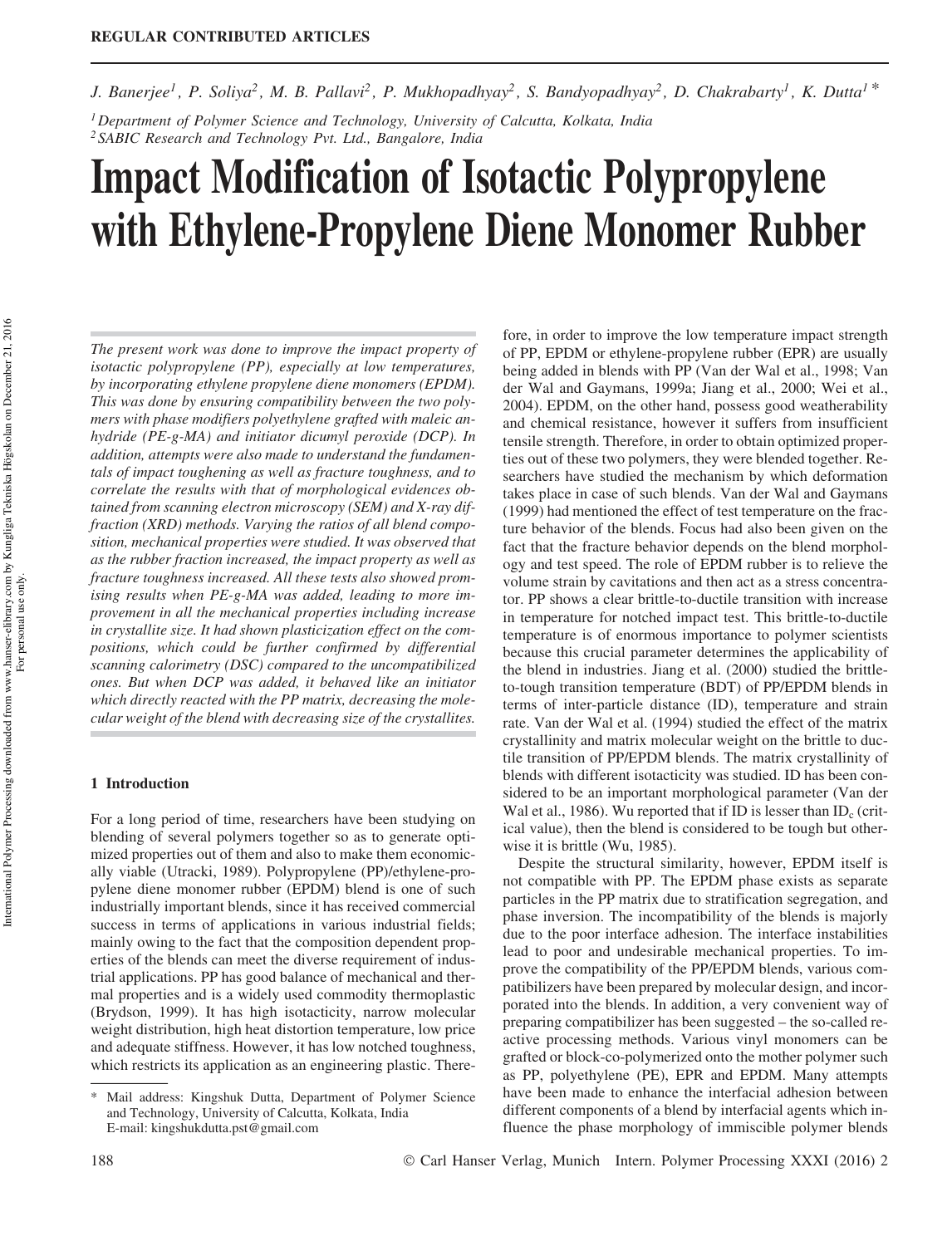REGULAR CONTRIBUTED ARTICLES

J. Banerjee[1], P. Soliya[2], M. B. Pallavi[2], P. Mukhopadhyay[2], S. Bandyopadhyay[2], D. Chakrabarty[1], K. Dutta[1]*

[1] Department of Polymer Science and Technology, University of Calcutta, Kolkata, India
[2] SABIC Research and Technology Pvt. Ltd., Bangalore, India

# Impact Modification of Isotactic Polypropylene with Ethylene-Propylene Diene Monomer Rubber

*The present work was done to improve the impact property of isotactic polypropylene (PP), especially at low temperatures, by incorporating ethylene propylene diene monomers (EPDM). This was done by ensuring compatibility between the two polymers with phase modifiers polyethylene grafted with maleic anhydride (PE-g-MA) and initiator dicumyl peroxide (DCP). In addition, attempts were also made to understand the fundamentals of impact toughening as well as fracture toughness, and to correlate the results with that of morphological evidences obtained from scanning electron microscopy (SEM) and X-ray diffraction (XRD) methods. Varying the ratios of all blend composition, mechanical properties were studied. It was observed that as the rubber fraction increased, the impact property as well as fracture toughness increased. All these tests also showed promising results when PE-g-MA was added, leading to more improvement in all the mechanical properties including increase in crystallite size. It had shown plasticization effect on the compositions, which could be further confirmed by differential scanning calorimetry (DSC) compared to the uncompatibilized ones. But when DCP was added, it behaved like an initiator which directly reacted with the PP matrix, decreasing the molecular weight of the blend with decreasing size of the crystallites.*

## 1 Introduction

For a long period of time, researchers have been studying on blending of several polymers together so as to generate optimized properties out of them and also to make them economically viable (Utracki, 1989). Polypropylene (PP)/ethylene-propylene diene monomer rubber (EPDM) blend is one of such industrially important blends, since it has received commercial success in terms of applications in various industrial fields; mainly owing to the fact that the composition dependent properties of the blends can meet the diverse requirement of industrial applications. PP has good balance of mechanical and thermal properties and is a widely used commodity thermoplastic (Brydson, 1999). It has high isotacticity, narrow molecular weight distribution, high heat distortion temperature, low price and adequate stiffness. However, it has low notched toughness, which restricts its application as an engineering plastic. Therefore, in order to improve the low temperature impact strength of PP, EPDM or ethylene-propylene rubber (EPR) are usually being added in blends with PP (Van der Wal et al., 1998; Van der Wal and Gaymans, 1999a; Jiang et al., 2000; Wei et al., 2004). EPDM, on the other hand, possess good weatherability and chemical resistance, however it suffers from insufficient tensile strength. Therefore, in order to obtain optimized properties out of these two polymers, they were blended together. Researchers have studied the mechanism by which deformation takes place in case of such blends. Van der Wal and Gaymans (1999) had mentioned the effect of test temperature on the fracture behavior of the blends. Focus had also been given on the fact that the fracture behavior depends on the blend morphology and test speed. The role of EPDM rubber is to relieve the volume strain by cavitations and then act as a stress concentrator. PP shows a clear brittle-to-ductile transition with increase in temperature for notched impact test. This brittle-to-ductile temperature is of enormous importance to polymer scientists because this crucial parameter determines the applicability of the blend in industries. Jiang et al. (2000) studied the brittle-to-tough transition temperature (BDT) of PP/EPDM blends in terms of inter-particle distance (ID), temperature and strain rate. Van der Wal et al. (1994) studied the effect of the matrix crystallinity and matrix molecular weight on the brittle to ductile transition of PP/EPDM blends. The matrix crystallinity of blends with different isotacticity was studied. ID has been considered to be an important morphological parameter (Van der Wal et al., 1986). Wu reported that if ID is lesser than $ID_c$ (critical value), then the blend is considered to be tough but otherwise it is brittle (Wu, 1985).

Despite the structural similarity, however, EPDM itself is not compatible with PP. The EPDM phase exists as separate particles in the PP matrix due to stratification segregation, and phase inversion. The incompatibility of the blends is majorly due to the poor interface adhesion. The interface instabilities lead to poor and undesirable mechanical properties. To improve the compatibility of the PP/EPDM blends, various compatibilizers have been prepared by molecular design, and incorporated into the blends. In addition, a very convenient way of preparing compatibilizer has been suggested – the so-called reactive processing methods. Various vinyl monomers can be grafted or block-co-polymerized onto the mother polymer such as PP, polyethylene (PE), EPR and EPDM. Many attempts have been made to enhance the interfacial adhesion between different components of a blend by interfacial agents which influence the phase morphology of immiscible polymer blends

* Mail address: Kingshuk Dutta, Department of Polymer Science and Technology, University of Calcutta, Kolkata, India
E-mail: kingshukdutta.pst@gmail.com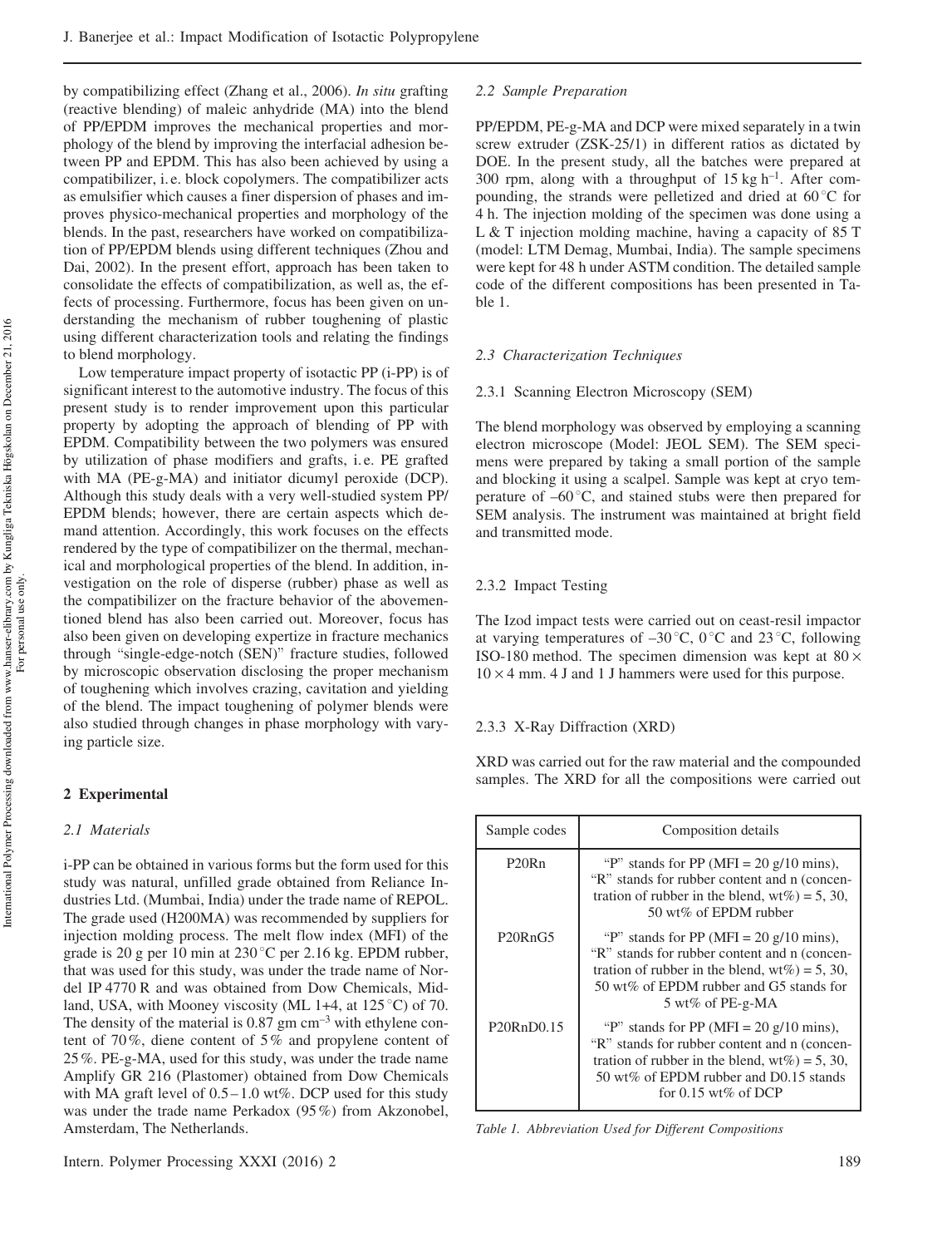by compatibilizing effect (Zhang et al., 2006). *In situ* grafting (reactive blending) of maleic anhydride (MA) into the blend of PP/EPDM improves the mechanical properties and morphology of the blend by improving the interfacial adhesion between PP and EPDM. This has also been achieved by using a compatibilizer, i. e. block copolymers. The compatibilizer acts as emulsifier which causes a finer dispersion of phases and improves physico-mechanical properties and morphology of the blends. In the past, researchers have worked on compatibilization of PP/EPDM blends using different techniques (Zhou and Dai, 2002). In the present effort, approach has been taken to consolidate the effects of compatibilization, as well as, the effects of processing. Furthermore, focus has been given on understanding the mechanism of rubber toughening of plastic using different characterization tools and relating the findings to blend morphology.

Low temperature impact property of isotactic PP (i-PP) is of significant interest to the automotive industry. The focus of this present study is to render improvement upon this particular property by adopting the approach of blending of PP with EPDM. Compatibility between the two polymers was ensured by utilization of phase modifiers and grafts, i. e. PE grafted with MA (PE-g-MA) and initiator dicumyl peroxide (DCP). Although this study deals with a very well-studied system PP/EPDM blends; however, there are certain aspects which demand attention. Accordingly, this work focuses on the effects rendered by the type of compatibilizer on the thermal, mechanical and morphological properties of the blend. In addition, investigation on the role of disperse (rubber) phase as well as the compatibilizer on the fracture behavior of the abovementioned blend has also been carried out. Moreover, focus has also been given on developing expertize in fracture mechanics through "single-edge-notch (SEN)" fracture studies, followed by microscopic observation disclosing the proper mechanism of toughening which involves crazing, cavitation and yielding of the blend. The impact toughening of polymer blends were also studied through changes in phase morphology with varying particle size.

## 2 Experimental

### *2.1 Materials*

i-PP can be obtained in various forms but the form used for this study was natural, unfilled grade obtained from Reliance Industries Ltd. (Mumbai, India) under the trade name of REPOL. The grade used (H200MA) was recommended by suppliers for injection molding process. The melt flow index (MFI) of the grade is 20 g per 10 min at 230 °C per 2.16 kg. EPDM rubber, that was used for this study, was under the trade name of Nordel IP 4770 R and was obtained from Dow Chemicals, Midland, USA, with Mooney viscosity (ML 1+4, at 125 °C) of 70. The density of the material is 0.87 gm $cm^{-3}$ with ethylene content of 70 %, diene content of 5 % and propylene content of 25 %. PE-g-MA, used for this study, was under the trade name Amplify GR 216 (Plastomer) obtained from Dow Chemicals with MA graft level of 0.5 – 1.0 wt%. DCP used for this study was under the trade name Perkadox (95 %) from Akzonobel, Amsterdam, The Netherlands.

### *2.2 Sample Preparation*

PP/EPDM, PE-g-MA and DCP were mixed separately in a twin screw extruder (ZSK-25/1) in different ratios as dictated by DOE. In the present study, all the batches were prepared at 300 rpm, along with a throughput of 15 kg $h^{-1}$. After compounding, the strands were pelletized and dried at 60 °C for 4 h. The injection molding of the specimen was done using a L & T injection molding machine, having a capacity of 85 T (model: LTM Demag, Mumbai, India). The sample specimens were kept for 48 h under ASTM condition. The detailed sample code of the different compositions has been presented in Table 1.

### *2.3 Characterization Techniques*

#### 2.3.1 Scanning Electron Microscopy (SEM)

The blend morphology was observed by employing a scanning electron microscope (Model: JEOL SEM). The SEM specimens were prepared by taking a small portion of the sample and blocking it using a scalpel. Sample was kept at cryo temperature of –60 °C, and stained stubs were then prepared for SEM analysis. The instrument was maintained at bright field and transmitted mode.

#### 2.3.2 Impact Testing

The Izod impact tests were carried out on ceast-resil impactor at varying temperatures of –30 °C, 0 °C and 23 °C, following ISO-180 method. The specimen dimension was kept at 80 × 10 × 4 mm. 4 J and 1 J hammers were used for this purpose.

#### 2.3.3 X-Ray Diffraction (XRD)

XRD was carried out for the raw material and the compounded samples. The XRD for all the compositions were carried out

| Sample codes | Composition details |
|---|---|
| P20Rn | "P" stands for PP (MFI = 20 g/10 mins), "R" stands for rubber content and n (concentration of rubber in the blend, wt%) = 5, 30, 50 wt% of EPDM rubber |
| P20RnG5 | "P" stands for PP (MFI = 20 g/10 mins), "R" stands for rubber content and n (concentration of rubber in the blend, wt%) = 5, 30, 50 wt% of EPDM rubber and G5 stands for 5 wt% of PE-g-MA |
| P20RnD0.15 | "P" stands for PP (MFI = 20 g/10 mins), "R" stands for rubber content and n (concentration of rubber in the blend, wt%) = 5, 30, 50 wt% of EPDM rubber and D0.15 stands for 0.15 wt% of DCP |

*Table 1. Abbreviation Used for Different Compositions*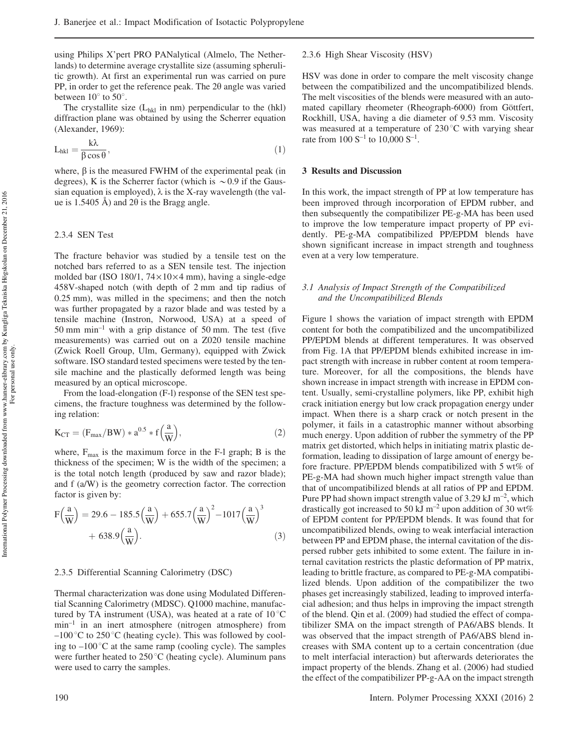using Philips X'pert PRO PANalytical (Almelo, The Netherlands) to determine average crystallite size (assuming spherulitic growth). At first an experimental run was carried on pure PP, in order to get the reference peak. The 2θ angle was varied between 10° to 50°.

The crystallite size ($L_{hkl}$ in nm) perpendicular to the (hkl) diffraction plane was obtained by using the Scherrer equation (Alexander, 1969):

$$L_{hkl} = \frac{k\lambda}{\beta \cos\theta}, \tag{1}$$

where, β is the measured FWHM of the experimental peak (in degrees), K is the Scherrer factor (which is ~0.9 if the Gaussian equation is employed), λ is the X-ray wavelength (the value is 1.5405 Å) and 2θ is the Bragg angle.

### 2.3.4 SEN Test

The fracture behavior was studied by a tensile test on the notched bars referred to as a SEN tensile test. The injection molded bar (ISO 180/1, 74×10×4 mm), having a single-edge 458V-shaped notch (with depth of 2 mm and tip radius of 0.25 mm), was milled in the specimens; and then the notch was further propagated by a razor blade and was tested by a tensile machine (Instron, Norwood, USA) at a speed of 50 mm $min^{-1}$ with a grip distance of 50 mm. The test (five measurements) was carried out on a Z020 tensile machine (Zwick Roell Group, Ulm, Germany), equipped with Zwick software. ISO standard tested specimens were tested by the tensile machine and the plastically deformed length was being measured by an optical microscope.

From the load-elongation (F-l) response of the SEN test specimens, the fracture toughness was determined by the following relation:

$$K_{CT} = (F_{max}/BW) * a^{0.5} * f\left(\frac{a}{W}\right), \tag{2}$$

where, $F_{max}$ is the maximum force in the F-l graph; B is the thickness of the specimen; W is the width of the specimen; a is the total notch length (produced by saw and razor blade); and f (a/W) is the geometry correction factor. The correction factor is given by:

$$F\left(\frac{a}{W}\right) = 29.6 - 185.5\left(\frac{a}{W}\right) + 655.7\left(\frac{a}{W}\right)^2 - 1017\left(\frac{a}{W}\right)^3 + 638.9\left(\frac{a}{W}\right). \tag{3}$$

### 2.3.5 Differential Scanning Calorimetry (DSC)

Thermal characterization was done using Modulated Differential Scanning Calorimetry (MDSC). Q1000 machine, manufactured by TA instrument (USA), was heated at a rate of 10 °C $min^{-1}$ in an inert atmosphere (nitrogen atmosphere) from –100 °C to 250 °C (heating cycle). This was followed by cooling to –100 °C at the same ramp (cooling cycle). The samples were further heated to 250 °C (heating cycle). Aluminum pans were used to carry the samples.

### 2.3.6 High Shear Viscosity (HSV)

HSV was done in order to compare the melt viscosity change between the compatibilized and the uncompatibilized blends. The melt viscosities of the blends were measured with an automated capillary rheometer (Rheograph-6000) from Göttfert, Rockhill, USA, having a die diameter of 9.53 mm. Viscosity was measured at a temperature of 230 °C with varying shear rate from 100 $S^{-1}$ to 10,000 $S^{-1}$.

## 3 Results and Discussion

In this work, the impact strength of PP at low temperature has been improved through incorporation of EPDM rubber, and then subsequently the compatibilizer PE-g-MA has been used to improve the low temperature impact property of PP evidently. PE-g-MA compatibilized PP/EPDM blends have shown significant increase in impact strength and toughness even at a very low temperature.

### *3.1 Analysis of Impact Strength of the Compatibilized and the Uncompatibilized Blends*

Figure 1 shows the variation of impact strength with EPDM content for both the compatibilized and the uncompatibilized PP/EPDM blends at different temperatures. It was observed from Fig. 1A that PP/EPDM blends exhibited increase in impact strength with increase in rubber content at room temperature. Moreover, for all the compositions, the blends have shown increase in impact strength with increase in EPDM content. Usually, semi-crystalline polymers, like PP, exhibit high crack initiation energy but low crack propagation energy under impact. When there is a sharp crack or notch present in the polymer, it fails in a catastrophic manner without absorbing much energy. Upon addition of rubber the symmetry of the PP matrix get distorted, which helps in initiating matrix plastic deformation, leading to dissipation of large amount of energy before fracture. PP/EPDM blends compatibilized with 5 wt% of PE-g-MA had shown much higher impact strength value than that of uncompatibilized blends at all ratios of PP and EPDM. Pure PP had shown impact strength value of 3.29 kJ $m^{-2}$, which drastically got increased to 50 kJ $m^{-2}$ upon addition of 30 wt% of EPDM content for PP/EPDM blends. It was found that for uncompatibilized blends, owing to weak interfacial interaction between PP and EPDM phase, the internal cavitation of the dispersed rubber gets inhibited to some extent. The failure in internal cavitation restricts the plastic deformation of PP matrix, leading to brittle fracture, as compared to PE-g-MA compatibilized blends. Upon addition of the compatibilizer the two phases get increasingly stabilized, leading to improved interfacial adhesion; and thus helps in improving the impact strength of the blend. Qin et al. (2009) had studied the effect of compatibilizer SMA on the impact strength of PA6/ABS blends. It was observed that the impact strength of PA6/ABS blend increases with SMA content up to a certain concentration (due to melt interfacial interaction) but afterwards deteriorates the impact property of the blends. Zhang et al. (2006) had studied the effect of the compatibilizer PP-g-AA on the impact strength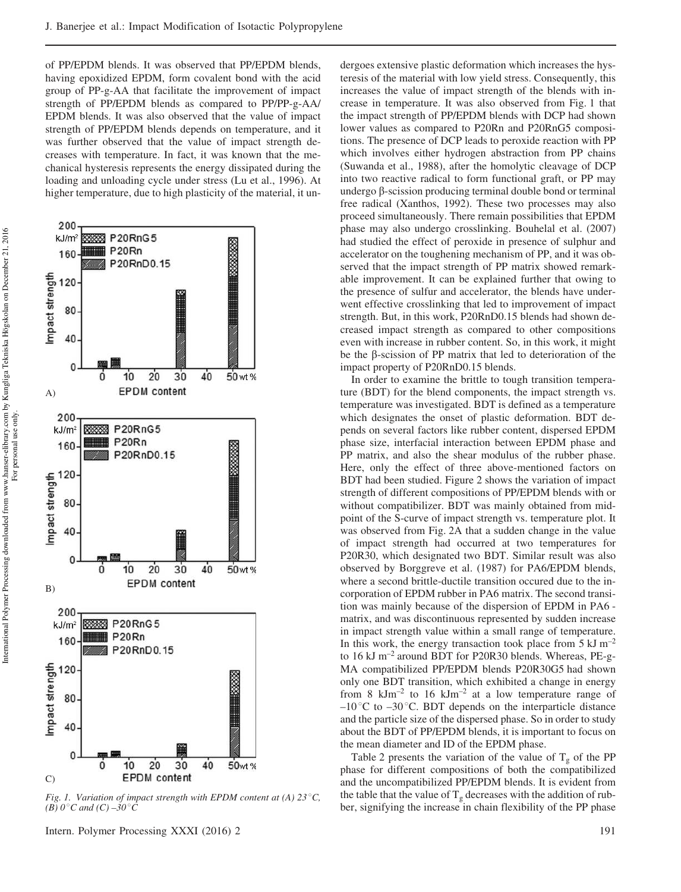of PP/EPDM blends. It was observed that PP/EPDM blends, having epoxidized EPDM, form covalent bond with the acid group of PP-g-AA that facilitate the improvement of impact strength of PP/EPDM blends as compared to PP/PP-g-AA/EPDM blends. It was also observed that the value of impact strength of PP/EPDM blends depends on temperature, and it was further observed that the value of impact strength decreases with temperature. In fact, it was known that the mechanical hysteresis represents the energy dissipated during the loading and unloading cycle under stress (Lu et al., 1996). At higher temperature, due to high plasticity of the material, it undergoes extensive plastic deformation which increases the hysteresis of the material with low yield stress. Consequently, this increases the value of impact strength of the blends with increase in temperature. It was also observed from Fig. 1 that the impact strength of PP/EPDM blends with DCP had shown lower values as compared to P20Rn and P20RnG5 compositions. The presence of DCP leads to peroxide reaction with PP which involves either hydrogen abstraction from PP chains (Suwanda et al., 1988), after the homolytic cleavage of DCP into two reactive radical to form functional graft, or PP may undergo β-scission producing terminal double bond or terminal free radical (Xanthos, 1992). These two processes may also proceed simultaneously. There remain possibilities that EPDM phase may also undergo crosslinking. Bouhelal et al. (2007) had studied the effect of peroxide in presence of sulphur and accelerator on the toughening mechanism of PP, and it was observed that the impact strength of PP matrix showed remarkable improvement. It can be explained further that owing to the presence of sulfur and accelerator, the blends have underwent effective crosslinking that led to improvement of impact strength. But, in this work, P20RnD0.15 blends had shown decreased impact strength as compared to other compositions even with increase in rubber content. So, in this work, it might be the β-scission of PP matrix that led to deterioration of the impact property of P20RnD0.15 blends.

*Fig. 1. Variation of impact strength with EPDM content at (A) 23 °C, (B) 0 °C and (C) –30 °C*

In order to examine the brittle to tough transition temperature (BDT) for the blend components, the impact strength vs. temperature was investigated. BDT is defined as a temperature which designates the onset of plastic deformation. BDT depends on several factors like rubber content, dispersed EPDM phase size, interfacial interaction between EPDM phase and PP matrix, and also the shear modulus of the rubber phase. Here, only the effect of three above-mentioned factors on BDT had been studied. Figure 2 shows the variation of impact strength of different compositions of PP/EPDM blends with or without compatibilizer. BDT was mainly obtained from midpoint of the S-curve of impact strength vs. temperature plot. It was observed from Fig. 2A that a sudden change in the value of impact strength had occurred at two temperatures for P20R30, which designated two BDT. Similar result was also observed by Borggreve et al. (1987) for PA6/EPDM blends, where a second brittle-ductile transition occured due to the incorporation of EPDM rubber in PA6 matrix. The second transition was mainly because of the dispersion of EPDM in PA6 - matrix, and was discontinuous represented by sudden increase in impact strength value within a small range of temperature. In this work, the energy transaction took place from 5 kJ $m^{-2}$ to 16 kJ $m^{-2}$ around BDT for P20R30 blends. Whereas, PE-g-MA compatibilized PP/EPDM blends P20R30G5 had shown only one BDT transition, which exhibited a change in energy from 8 $kJm^{-2}$ to 16 $kJm^{-2}$ at a low temperature range of –10 °C to –30 °C. BDT depends on the interparticle distance and the particle size of the dispersed phase. So in order to study about the BDT of PP/EPDM blends, it is important to focus on the mean diameter and ID of the EPDM phase.

Table 2 presents the variation of the value of $T_g$ of the PP phase for different compositions of both the compatibilized and the uncompatibilized PP/EPDM blends. It is evident from the table that the value of $T_g$ decreases with the addition of rubber, signifying the increase in chain flexibility of the PP phase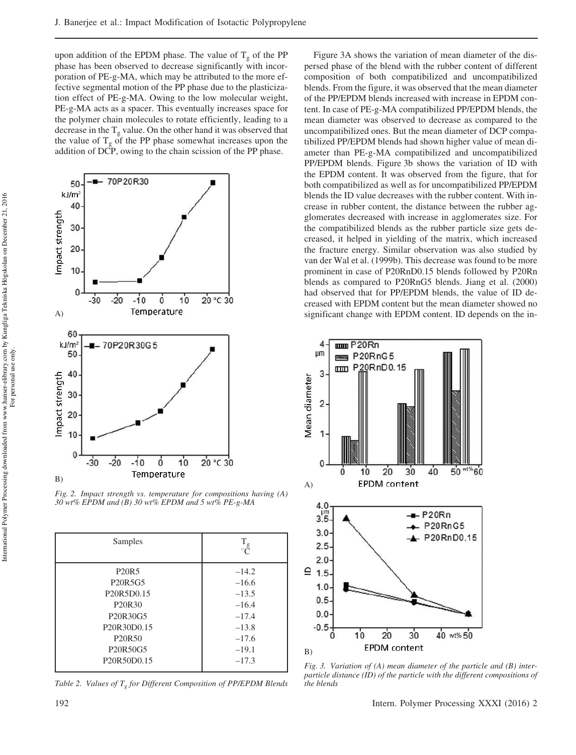upon addition of the EPDM phase. The value of $T_g$ of the PP phase has been observed to decrease significantly with incorporation of PE-g-MA, which may be attributed to the more effective segmental motion of the PP phase due to the plasticization effect of PE-g-MA. Owing to the low molecular weight, PE-g-MA acts as a spacer. This eventually increases space for the polymer chain molecules to rotate efficiently, leading to a decrease in the $T_g$ value. On the other hand it was observed that the value of $T_g$ of the PP phase somewhat increases upon the addition of DCP, owing to the chain scission of the PP phase.

*Fig. 2. Impact strength vs. temperature for compositions having (A) 30 wt% EPDM and (B) 30 wt% EPDM and 5 wt% PE-g-MA*

| Samples | $T_g$ °C |
|---|---|
| P20R5 | −14.2 |
| P20R5G5 | −16.6 |
| P20R5D0.15 | −13.5 |
| P20R30 | −16.4 |
| P20R30G5 | −17.4 |
| P20R30D0.15 | −13.8 |
| P20R50 | −17.6 |
| P20R50G5 | −19.1 |
| P20R50D0.15 | −17.3 |

*Table 2. Values of $T_g$ for Different Composition of PP/EPDM Blends*

Figure 3A shows the variation of mean diameter of the dispersed phase of the blend with the rubber content of different composition of both compatibilized and uncompatibilized blends. From the figure, it was observed that the mean diameter of the PP/EPDM blends increased with increase in EPDM content. In case of PE-g-MA compatibilized PP/EPDM blends, the mean diameter was observed to decrease as compared to the uncompatibilized ones. But the mean diameter of DCP compatibilized PP/EPDM blends had shown higher value of mean diameter than PE-g-MA compatibilized and uncompatibilized PP/EPDM blends. Figure 3b shows the variation of ID with the EPDM content. It was observed from the figure, that for both compatibilized as well as for uncompatibilized PP/EPDM blends the ID value decreases with the rubber content. With increase in rubber content, the distance between the rubber agglomerates decreased with increase in agglomerates size. For the compatibilized blends as the rubber particle size gets decreased, it helped in yielding of the matrix, which increased the fracture energy. Similar observation was also studied by van der Wal et al. (1999b). This decrease was found to be more prominent in case of P20RnD0.15 blends followed by P20Rn blends as compared to P20RnG5 blends. Jiang et al. (2000) had observed that for PP/EPDM blends, the value of ID decreased with EPDM content but the mean diameter showed no significant change with EPDM content. ID depends on the in-

*Fig. 3. Variation of (A) mean diameter of the particle and (B) interparticle distance (ID) of the particle with the different compositions of the blends*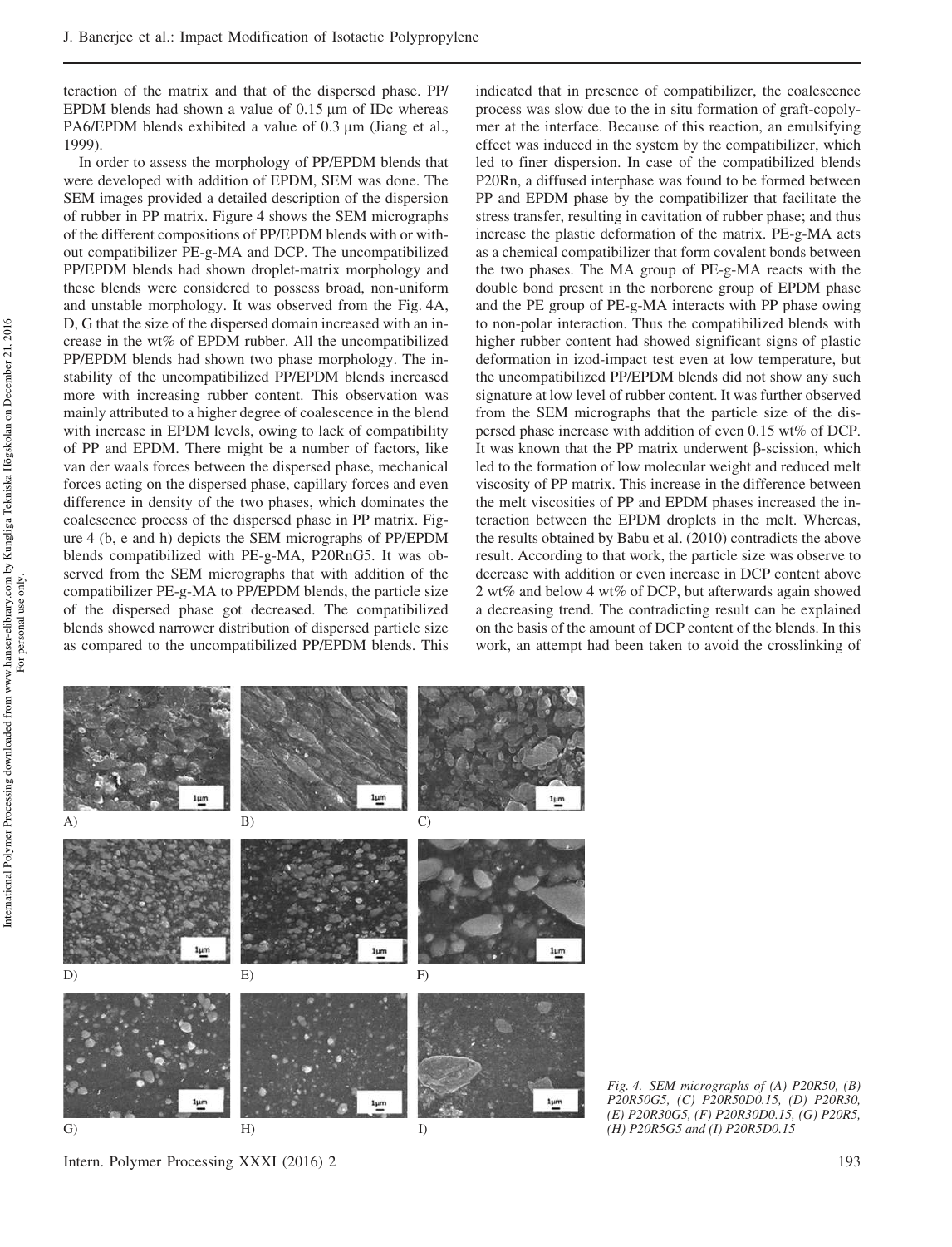teraction of the matrix and that of the dispersed phase. PP/EPDM blends had shown a value of 0.15 µm of IDc whereas PA6/EPDM blends exhibited a value of 0.3 µm (Jiang et al., 1999).

In order to assess the morphology of PP/EPDM blends that were developed with addition of EPDM, SEM was done. The SEM images provided a detailed description of the dispersion of rubber in PP matrix. Figure 4 shows the SEM micrographs of the different compositions of PP/EPDM blends with or without compatibilizer PE-g-MA and DCP. The uncompatibilized PP/EPDM blends had shown droplet-matrix morphology and these blends were considered to possess broad, non-uniform and unstable morphology. It was observed from the Fig. 4A, D, G that the size of the dispersed domain increased with an increase in the wt% of EPDM rubber. All the uncompatibilized PP/EPDM blends had shown two phase morphology. The instability of the uncompatibilized PP/EPDM blends increased more with increasing rubber content. This observation was mainly attributed to a higher degree of coalescence in the blend with increase in EPDM levels, owing to lack of compatibility of PP and EPDM. There might be a number of factors, like van der waals forces between the dispersed phase, mechanical forces acting on the dispersed phase, capillary forces and even difference in density of the two phases, which dominates the coalescence process of the dispersed phase in PP matrix. Figure 4 (b, e and h) depicts the SEM micrographs of PP/EPDM blends compatibilized with PE-g-MA, P20RnG5. It was observed from the SEM micrographs that with addition of the compatibilizer PE-g-MA to PP/EPDM blends, the particle size of the dispersed phase got decreased. The compatibilized blends showed narrower distribution of dispersed particle size as compared to the uncompatibilized PP/EPDM blends. This indicated that in presence of compatibilizer, the coalescence process was slow due to the in situ formation of graft-copolymer at the interface. Because of this reaction, an emulsifying effect was induced in the system by the compatibilizer, which led to finer dispersion. In case of the compatibilized blends P20Rn, a diffused interphase was found to be formed between PP and EPDM phase by the compatibilizer that facilitate the stress transfer, resulting in cavitation of rubber phase; and thus increase the plastic deformation of the matrix. PE-g-MA acts as a chemical compatibilizer that form covalent bonds between the two phases. The MA group of PE-g-MA reacts with the double bond present in the norborene group of EPDM phase and the PE group of PE-g-MA interacts with PP phase owing to non-polar interaction. Thus the compatibilized blends with higher rubber content had showed significant signs of plastic deformation in izod-impact test even at low temperature, but the uncompatibilized PP/EPDM blends did not show any such signature at low level of rubber content. It was further observed from the SEM micrographs that the particle size of the dispersed phase increase with addition of even 0.15 wt% of DCP. It was known that the PP matrix underwent β-scission, which led to the formation of low molecular weight and reduced melt viscosity of PP matrix. This increase in the difference between the melt viscosities of PP and EPDM phases increased the interaction between the EPDM droplets in the melt. Whereas, the results obtained by Babu et al. (2010) contradicts the above result. According to that work, the particle size was observe to decrease with addition or even increase in DCP content above 2 wt% and below 4 wt% of DCP, but afterwards again showed a decreasing trend. The contradicting result can be explained on the basis of the amount of DCP content of the blends. In this work, an attempt had been taken to avoid the crosslinking of

*Fig. 4. SEM micrographs of (A) P20R50, (B) P20R50G5, (C) P20R50D0.15, (D) P20R30, (E) P20R30G5, (F) P20R30D0.15, (G) P20R5, (H) P20R5G5 and (I) P20R5D0.15*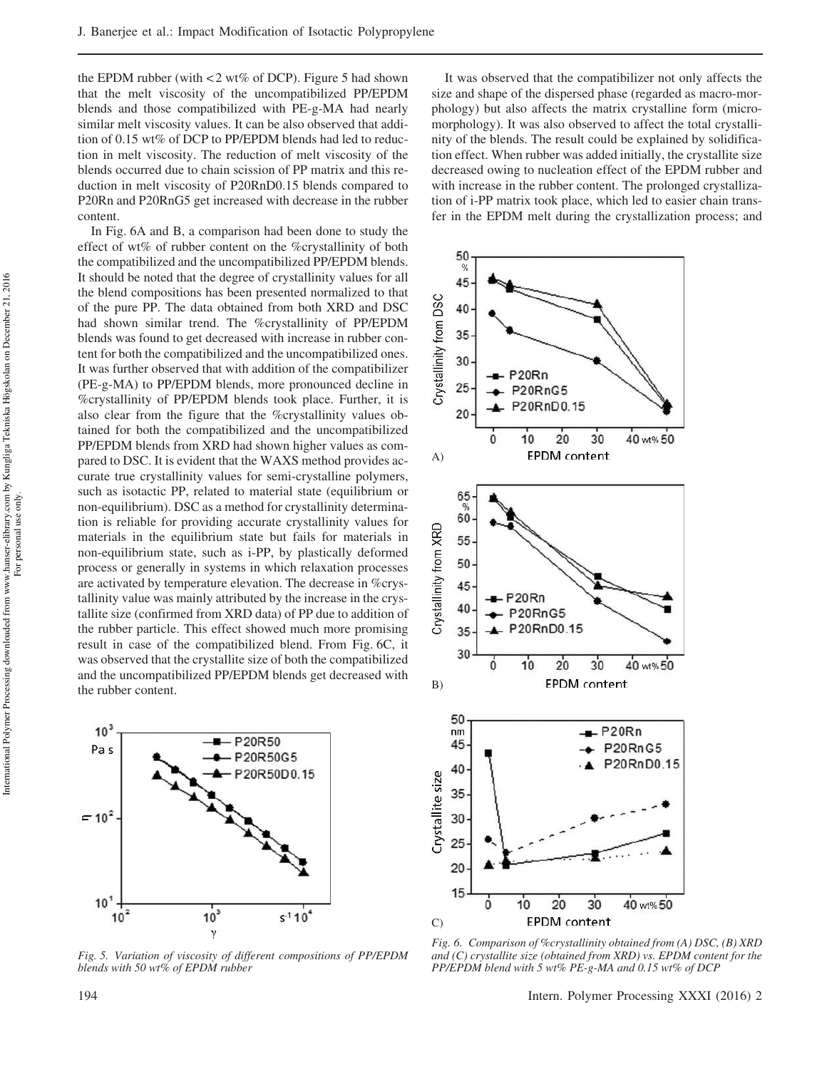the EPDM rubber (with < 2 wt% of DCP). Figure 5 had shown that the melt viscosity of the uncompatibilized PP/EPDM blends and those compatibilized with PE-g-MA had nearly similar melt viscosity values. It can be also observed that addition of 0.15 wt% of DCP to PP/EPDM blends had led to reduction in melt viscosity. The reduction of melt viscosity of the blends occurred due to chain scission of PP matrix and this reduction in melt viscosity of P20RnD0.15 blends compared to P20Rn and P20RnG5 get increased with decrease in the rubber content.

In Fig. 6A and B, a comparison had been done to study the effect of wt% of rubber content on the %crystallinity of both the compatibilized and the uncompatibilized PP/EPDM blends. It should be noted that the degree of crystallinity values for all the blend compositions has been presented normalized to that of the pure PP. The data obtained from both XRD and DSC had shown similar trend. The %crystallinity of PP/EPDM blends was found to get decreased with increase in rubber content for both the compatibilized and the uncompatibilized ones. It was further observed that with addition of the compatibilizer (PE-g-MA) to PP/EPDM blends, more pronounced decline in %crystallinity of PP/EPDM blends took place. Further, it is also clear from the figure that the %crystallinity values obtained for both the compatibilized and the uncompatibilized PP/EPDM blends from XRD had shown higher values as compared to DSC. It is evident that the WAXS method provides accurate true crystallinity values for semi-crystalline polymers, such as isotactic PP, related to material state (equilibrium or non-equilibrium). DSC as a method for crystallinity determination is reliable for providing accurate crystallinity values for materials in the equilibrium state but fails for materials in non-equilibrium state, such as i-PP, by plastically deformed process or generally in systems in which relaxation processes are activated by temperature elevation. The decrease in %crystallinity value was mainly attributed by the increase in the crystallite size (confirmed from XRD data) of PP due to addition of the rubber particle. This effect showed much more promising result in case of the compatibilized blend. From Fig. 6C, it was observed that the crystallite size of both the compatibilized and the uncompatibilized PP/EPDM blends get decreased with the rubber content.

Fig. 5. Variation of viscosity of different compositions of PP/EPDM blends with 50 wt% of EPDM rubber

It was observed that the compatibilizer not only affects the size and shape of the dispersed phase (regarded as macro-morphology) but also affects the matrix crystalline form (micro-morphology). It was also observed to affect the total crystallinity of the blends. The result could be explained by solidification effect. When rubber was added initially, the crystallite size decreased owing to nucleation effect of the EPDM rubber and with increase in the rubber content. The prolonged crystallization of i-PP matrix took place, which led to easier chain transfer in the EPDM melt during the crystallization process; and

Fig. 6. Comparison of %crystallinity obtained from (A) DSC, (B) XRD and (C) crystallite size (obtained from XRD) vs. EPDM content for the PP/EPDM blend with 5 wt% PE-g-MA and 0.15 wt% of DCP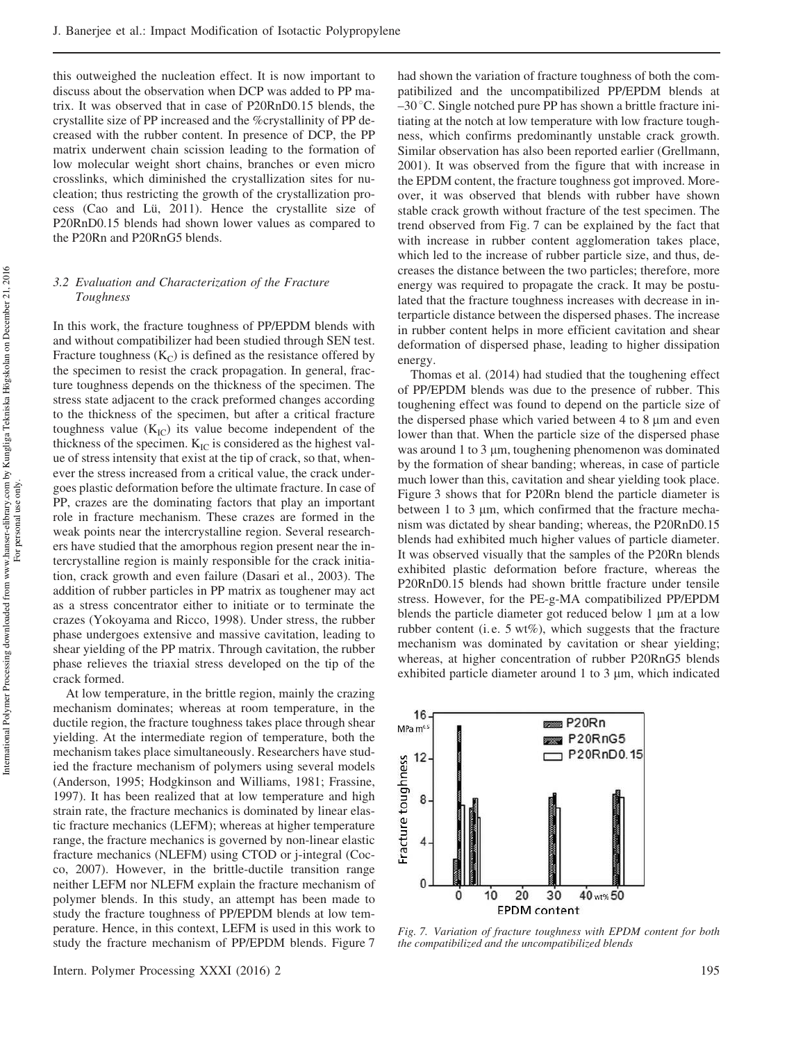this outweighed the nucleation effect. It is now important to discuss about the observation when DCP was added to PP matrix. It was observed that in case of P20RnD0.15 blends, the crystallite size of PP increased and the %crystallinity of PP decreased with the rubber content. In presence of DCP, the PP matrix underwent chain scission leading to the formation of low molecular weight short chains, branches or even micro crosslinks, which diminished the crystallization sites for nucleation; thus restricting the growth of the crystallization process (Cao and Lü, 2011). Hence the crystallite size of P20RnD0.15 blends had shown lower values as compared to the P20Rn and P20RnG5 blends.

### 3.2 Evaluation and Characterization of the Fracture Toughness

In this work, the fracture toughness of PP/EPDM blends with and without compatibilizer had been studied through SEN test. Fracture toughness ($K_C$) is defined as the resistance offered by the specimen to resist the crack propagation. In general, fracture toughness depends on the thickness of the specimen. The stress state adjacent to the crack preformed changes according to the thickness of the specimen, but after a critical fracture toughness value ($K_{IC}$) its value become independent of the thickness of the specimen. $K_{IC}$ is considered as the highest value of stress intensity that exist at the tip of crack, so that, whenever the stress increased from a critical value, the crack undergoes plastic deformation before the ultimate fracture. In case of PP, crazes are the dominating factors that play an important role in fracture mechanism. These crazes are formed in the weak points near the intercrystalline region. Several researchers have studied that the amorphous region present near the intercrystalline region is mainly responsible for the crack initiation, crack growth and even failure (Dasari et al., 2003). The addition of rubber particles in PP matrix as toughener may act as a stress concentrator either to initiate or to terminate the crazes (Yokoyama and Ricco, 1998). Under stress, the rubber phase undergoes extensive and massive cavitation, leading to shear yielding of the PP matrix. Through cavitation, the rubber phase relieves the triaxial stress developed on the tip of the crack formed.

At low temperature, in the brittle region, mainly the crazing mechanism dominates; whereas at room temperature, in the ductile region, the fracture toughness takes place through shear yielding. At the intermediate region of temperature, both the mechanism takes place simultaneously. Researchers have studied the fracture mechanism of polymers using several models (Anderson, 1995; Hodgkinson and Williams, 1981; Frassine, 1997). It has been realized that at low temperature and high strain rate, the fracture mechanics is dominated by linear elastic fracture mechanics (LEFM); whereas at higher temperature range, the fracture mechanics is governed by non-linear elastic fracture mechanics (NLEFM) using CTOD or j-integral (Cocco, 2007). However, in the brittle-ductile transition range neither LEFM nor NLEFM explain the fracture mechanism of polymer blends. In this study, an attempt has been made to study the fracture toughness of PP/EPDM blends at low temperature. Hence, in this context, LEFM is used in this work to study the fracture mechanism of PP/EPDM blends. Figure 7 had shown the variation of fracture toughness of both the compatibilized and the uncompatibilized PP/EPDM blends at –30 °C. Single notched pure PP has shown a brittle fracture initiating at the notch at low temperature with low fracture toughness, which confirms predominantly unstable crack growth. Similar observation has also been reported earlier (Grellmann, 2001). It was observed from the figure that with increase in the EPDM content, the fracture toughness got improved. Moreover, it was observed that blends with rubber have shown stable crack growth without fracture of the test specimen. The trend observed from Fig. 7 can be explained by the fact that with increase in rubber content agglomeration takes place, which led to the increase of rubber particle size, and thus, decreases the distance between the two particles; therefore, more energy was required to propagate the crack. It may be postulated that the fracture toughness increases with decrease in interparticle distance between the dispersed phases. The increase in rubber content helps in more efficient cavitation and shear deformation of dispersed phase, leading to higher dissipation energy.

Thomas et al. (2014) had studied that the toughening effect of PP/EPDM blends was due to the presence of rubber. This toughening effect was found to depend on the particle size of the dispersed phase which varied between 4 to 8 µm and even lower than that. When the particle size of the dispersed phase was around 1 to 3 µm, toughening phenomenon was dominated by the formation of shear banding; whereas, in case of particle much lower than this, cavitation and shear yielding took place. Figure 3 shows that for P20Rn blend the particle diameter is between 1 to 3 µm, which confirmed that the fracture mechanism was dictated by shear banding; whereas, the P20RnD0.15 blends had exhibited much higher values of particle diameter. It was observed visually that the samples of the P20Rn blends exhibited plastic deformation before fracture, whereas the P20RnD0.15 blends had shown brittle fracture under tensile stress. However, for the PE-g-MA compatibilized PP/EPDM blends the particle diameter got reduced below 1 µm at a low rubber content (i.e. 5 wt%), which suggests that the fracture mechanism was dominated by cavitation or shear yielding; whereas, at higher concentration of rubber P20RnG5 blends exhibited particle diameter around 1 to 3 µm, which indicated

*Fig. 7. Variation of fracture toughness with EPDM content for both the compatibilized and the uncompatibilized blends*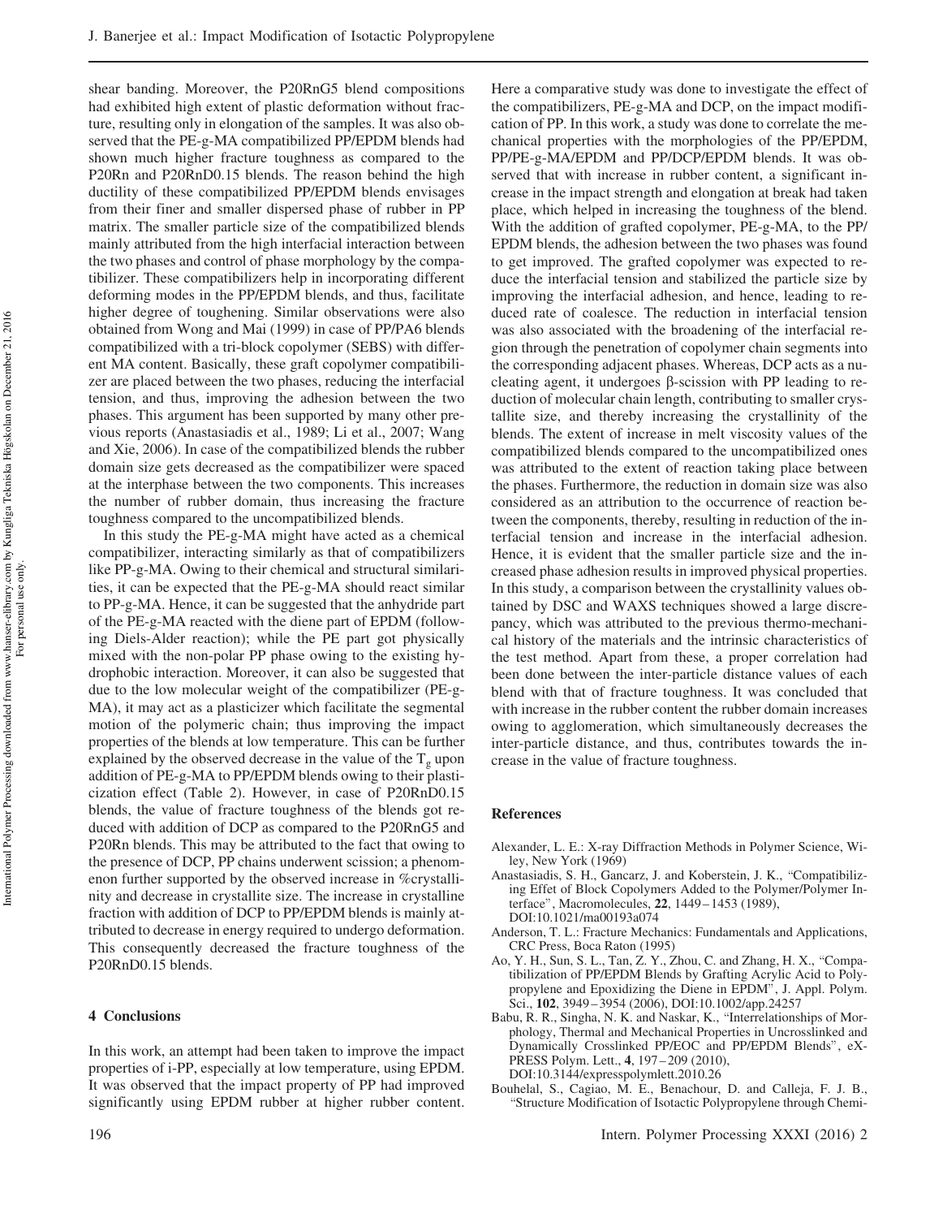shear banding. Moreover, the P20RnG5 blend compositions had exhibited high extent of plastic deformation without fracture, resulting only in elongation of the samples. It was also observed that the PE-g-MA compatibilized PP/EPDM blends had shown much higher fracture toughness as compared to the P20Rn and P20RnD0.15 blends. The reason behind the high ductility of these compatibilized PP/EPDM blends envisages from their finer and smaller dispersed phase of rubber in PP matrix. The smaller particle size of the compatibilized blends mainly attributed from the high interfacial interaction between the two phases and control of phase morphology by the compatibilizer. These compatibilizers help in incorporating different deforming modes in the PP/EPDM blends, and thus, facilitate higher degree of toughening. Similar observations were also obtained from Wong and Mai (1999) in case of PP/PA6 blends compatibilized with a tri-block copolymer (SEBS) with different MA content. Basically, these graft copolymer compatibilizer are placed between the two phases, reducing the interfacial tension, and thus, improving the adhesion between the two phases. This argument has been supported by many other previous reports (Anastasiadis et al., 1989; Li et al., 2007; Wang and Xie, 2006). In case of the compatibilized blends the rubber domain size gets decreased as the compatibilizer were spaced at the interphase between the two components. This increases the number of rubber domain, thus increasing the fracture toughness compared to the uncompatibilized blends.

In this study the PE-g-MA might have acted as a chemical compatibilizer, interacting similarly as that of compatibilizers like PP-g-MA. Owing to their chemical and structural similarities, it can be expected that the PE-g-MA should react similar to PP-g-MA. Hence, it can be suggested that the anhydride part of the PE-g-MA reacted with the diene part of EPDM (following Diels-Alder reaction); while the PE part got physically mixed with the non-polar PP phase owing to the existing hydrophobic interaction. Moreover, it can also be suggested that due to the low molecular weight of the compatibilizer (PE-g-MA), it may act as a plasticizer which facilitate the segmental motion of the polymeric chain; thus improving the impact properties of the blends at low temperature. This can be further explained by the observed decrease in the value of the $T_g$ upon addition of PE-g-MA to PP/EPDM blends owing to their plasticization effect (Table 2). However, in case of P20RnD0.15 blends, the value of fracture toughness of the blends got reduced with addition of DCP as compared to the P20RnG5 and P20Rn blends. This may be attributed to the fact that owing to the presence of DCP, PP chains underwent scission; a phenomenon further supported by the observed increase in %crystallinity and decrease in crystallite size. The increase in crystalline fraction with addition of DCP to PP/EPDM blends is mainly attributed to decrease in energy required to undergo deformation. This consequently decreased the fracture toughness of the P20RnD0.15 blends.

## 4 Conclusions

In this work, an attempt had been taken to improve the impact properties of i-PP, especially at low temperature, using EPDM. It was observed that the impact property of PP had improved significantly using EPDM rubber at higher rubber content. Here a comparative study was done to investigate the effect of the compatibilizers, PE-g-MA and DCP, on the impact modification of PP. In this work, a study was done to correlate the mechanical properties with the morphologies of the PP/EPDM, PP/PE-g-MA/EPDM and PP/DCP/EPDM blends. It was observed that with increase in rubber content, a significant increase in the impact strength and elongation at break had taken place, which helped in increasing the toughness of the blend. With the addition of grafted copolymer, PE-g-MA, to the PP/EPDM blends, the adhesion between the two phases was found to get improved. The grafted copolymer was expected to reduce the interfacial tension and stabilized the particle size by improving the interfacial adhesion, and hence, leading to reduced rate of coalesce. The reduction in interfacial tension was also associated with the broadening of the interfacial region through the penetration of copolymer chain segments into the corresponding adjacent phases. Whereas, DCP acts as a nucleating agent, it undergoes β-scission with PP leading to reduction of molecular chain length, contributing to smaller crystallite size, and thereby increasing the crystallinity of the blends. The extent of increase in melt viscosity values of the compatibilized blends compared to the uncompatibilized ones was attributed to the extent of reaction taking place between the phases. Furthermore, the reduction in domain size was also considered as an attribution to the occurrence of reaction between the components, thereby, resulting in reduction of the interfacial tension and increase in the interfacial adhesion. Hence, it is evident that the smaller particle size and the increased phase adhesion results in improved physical properties. In this study, a comparison between the crystallinity values obtained by DSC and WAXS techniques showed a large discrepancy, which was attributed to the previous thermo-mechanical history of the materials and the intrinsic characteristics of the test method. Apart from these, a proper correlation had been done between the inter-particle distance values of each blend with that of fracture toughness. It was concluded that with increase in the rubber content the rubber domain increases owing to agglomeration, which simultaneously decreases the inter-particle distance, and thus, contributes towards the increase in the value of fracture toughness.

### References

Alexander, L. E.: X-ray Diffraction Methods in Polymer Science, Wiley, New York (1969)

Anastasiadis, S. H., Gancarz, J. and Koberstein, J. K., "Compatibilizing Effet of Block Copolymers Added to the Polymer/Polymer Interface", Macromolecules, **22**, 1449–1453 (1989), DOI:10.1021/ma00193a074

Anderson, T. L.: Fracture Mechanics: Fundamentals and Applications, CRC Press, Boca Raton (1995)

Ao, Y. H., Sun, S. L., Tan, Z. Y., Zhou, C. and Zhang, H. X., "Compatibilization of PP/EPDM Blends by Grafting Acrylic Acid to Polypropylene and Epoxidizing the Diene in EPDM", J. Appl. Polym. Sci., **102**, 3949–3954 (2006), DOI:10.1002/app.24257

Babu, R. R., Singha, N. K. and Naskar, K., "Interrelationships of Morphology, Thermal and Mechanical Properties in Uncrosslinked and Dynamically Crosslinked PP/EOC and PP/EPDM Blends", eXPRESS Polym. Lett., **4**, 197–209 (2010), DOI:10.3144/expresspolymlett.2010.26

Bouhelal, S., Cagiao, M. E., Benachour, D. and Calleja, F. J. B., "Structure Modification of Isotactic Polypropylene through Chemi-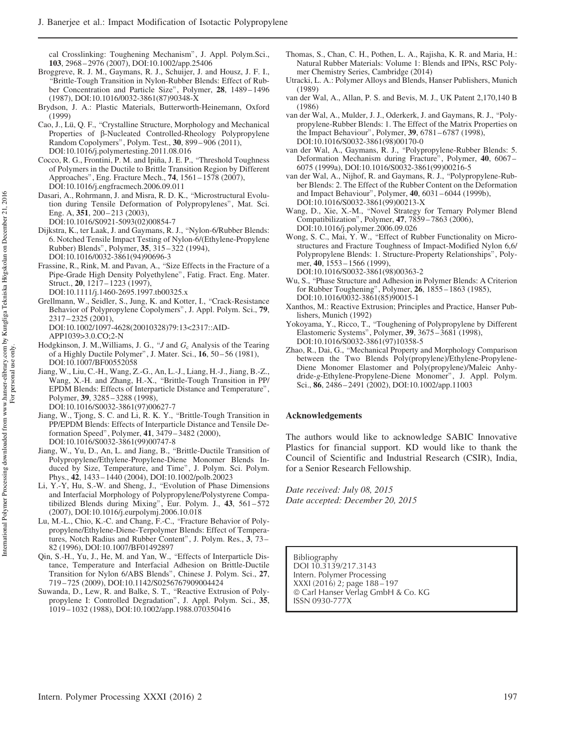cal Crosslinking: Toughening Mechanism", J. Appl. Polym.Sci., **103**, 2968–2976 (2007), DOI:10.1002/app.25406

Broggreve, R. J. M., Gaymans, R. J., Schuijer, J. and Housz, J. F. I., "Brittle-Tough Transition in Nylon-Rubber Blends: Effect of Rubber Concentration and Particle Size", Polymer, **28**, 1489–1496 (1987), DOI:10.1016/0032-3861(87)90348-X

Brydson, J. A.: Plastic Materials, Butterworth-Heinemann, Oxford (1999)

Cao, J., Lü, Q. F., "Crystalline Structure, Morphology and Mechanical Properties of β-Nucleated Controlled-Rheology Polypropylene Random Copolymers", Polym. Test., **30**, 899–906 (2011), DOI:10.1016/j.polymertesting.2011.08.016

Cocco, R. G., Frontini, P. M. and Ipiña, J. E. P., "Threshold Toughness of Polymers in the Ductile to Brittle Transition Region by Different Approaches", Eng. Fracture Mech., **74**, 1561–1578 (2007), DOI:10.1016/j.engfracmech.2006.09.011

Dasari, A., Rohrmann, J. and Misra, R. D. K., "Microstructural Evolution during Tensile Deformation of Polypropylenes", Mat. Sci. Eng. A, **351**, 200–213 (2003), DOI:10.1016/S0921-5093(02)00854-7

Dijkstra, K., ter Laak, J. and Gaymans, R. J., "Nylon-6/Rubber Blends: 6. Notched Tensile Impact Testing of Nylon-6/(Ethylene-Propylene Rubber) Blends", Polymer, **35**, 315–322 (1994), DOI:10.1016/0032-3861(94)90696-3

Frassine, R., Rink, M. and Pavan, A., "Size Effects in the Fracture of a Pipe-Grade High Density Polyethylene", Fatig. Fract. Eng. Mater. Struct., **20**, 1217–1223 (1997), DOI:10.1111/j.1460-2695.1997.tb00325.x

Grellmann, W., Seidler, S., Jung, K. and Kotter, I., "Crack-Resistance Behavior of Polypropylene Copolymers", J. Appl. Polym. Sci., **79**, 2317–2325 (2001), DOI:10.1002/1097-4628(20010328)79:13<2317::AID-APP1039>3.0.CO;2-N

Hodgkinson, J. M.,Williams, J. G., "$J$ and $G_c$ Analysis of the Tearing of a Highly Ductile Polymer", J. Mater. Sci., **16**, 50–56 (1981), DOI:10.1007/BF00552058

Jiang, W., Liu, C.-H., Wang, Z.-G., An, L.-J., Liang, H.-J., Jiang, B.-Z., Wang, X.-H. and Zhang, H.-X., "Brittle-Tough Transition in PP/EPDM Blends: Effects of Interparticle Distance and Temperature", Polymer, **39**, 3285–3288 (1998), DOI:10.1016/S0032-3861(97)00627-7

Jiang, W., Tjong, S. C. and Li, R. K. Y., "Brittle-Tough Transition in PP/EPDM Blends: Effects of Interparticle Distance and Tensile Deformation Speed", Polymer, **41**, 3479–3482 (2000), DOI:10.1016/S0032-3861(99)00747-8

Jiang, W., Yu, D., An, L. and Jiang, B., "Brittle-Ductile Transition of Polypropylene/Ethylene-Propylene-Diene Monomer Blends Induced by Size, Temperature, and Time", J. Polym. Sci. Polym. Phys., **42**, 1433–1440 (2004), DOI:10.1002/polb.20023

Li, Y.-Y, Hu, S.-W. and Sheng, J., "Evolution of Phase Dimensions and Interfacial Morphology of Polypropylene/Polystyrene Compatibilized Blends during Mixing", Eur. Polym. J., **43**, 561–572 (2007), DOI:10.1016/j.eurpolymj.2006.10.018

Lu, M.-L., Chio, K.-C. and Chang, F.-C., "Fracture Behavior of Polypropylene/Ethylene-Diene-Terpolymer Blends: Effect of Temperatures, Notch Radius and Rubber Content", J. Polym. Res., **3**, 73–82 (1996), DOI:10.1007/BF01492897

Qin, S.-H., Yu, J., He, M. and Yan, W., "Effects of Interparticle Distance, Temperature and Interfacial Adhesion on Brittle-Ductile Transition for Nylon 6/ABS Blends", Chinese J. Polym. Sci., **27**, 719–725 (2009), DOI:10.1142/S0256767909004424

Suwanda, D., Lew, R. and Balke, S. T., "Reactive Extrusion of Polypropylene I: Controlled Degradation", J. Appl. Polym. Sci., **35**, 1019–1032 (1988), DOI:10.1002/app.1988.070350416

Thomas, S., Chan, C. H., Pothen, L. A., Rajisha, K. R. and Maria, H.: Natural Rubber Materials: Volume 1: Blends and IPNs, RSC Polymer Chemistry Series, Cambridge (2014)

Utracki, L. A.: Polymer Alloys and Blends, Hanser Publishers, Munich (1989)

van der Wal, A., Allan, P. S. and Bevis, M. J., UK Patent 2,170,140 B (1986)

van der Wal, A., Mulder, J. J., Oderkerk, J. and Gaymans, R. J., "Polypropylene-Rubber Blends: 1. The Effect of the Matrix Properties on the Impact Behaviour", Polymer, **39**, 6781–6787 (1998), DOI:10.1016/S0032-3861(98)00170-0

van der Wal, A., Gaymans, R. J., "Polypropylene-Rubber Blends: 5. Deformation Mechanism during Fracture", Polymer, **40**, 6067–6075 (1999a), DOI:10.1016/S0032-3861(99)00216-5

van der Wal, A., Nijhof, R. and Gaymans, R. J., "Polypropylene-Rubber Blends: 2. The Effect of the Rubber Content on the Deformation and Impact Behaviour", Polymer, **40**, 6031–6044 (1999b), DOI:10.1016/S0032-3861(99)00213-X

Wang, D., Xie, X.-M., "Novel Strategy for Ternary Polymer Blend Compatibilization", Polymer, **47**, 7859–7863 (2006), DOI:10.1016/j.polymer.2006.09.026

Wong, S. C., Mai, Y. W., "Effect of Rubber Functionality on Microstructures and Fracture Toughness of Impact-Modified Nylon 6,6/Polypropylene Blends: 1. Structure-Property Relationships", Polymer, **40**, 1553–1566 (1999), DOI:10.1016/S0032-3861(98)00363-2

Wu, S., "Phase Structure and Adhesion in Polymer Blends: A Criterion for Rubber Toughening", Polymer, **26**, 1855–1863 (1985), DOI:10.1016/0032-3861(85)90015-1

Xanthos, M.: Reactive Extrusion; Principles and Practice, Hanser Publishers, Munich (1992)

Yokoyama, Y., Ricco, T., "Toughening of Polypropylene by Different Elastomeric Systems", Polymer, **39**, 3675–3681 (1998), DOI:10.1016/S0032-3861(97)10358-5

Zhao, R., Dai, G., "Mechanical Property and Morphology Comparison between the Two Blends Poly(propylene)/Ethylene-Propylene-Diene Monomer Elastomer and Poly(propylene)/Maleic Anhydride-*g*-Ethylene-Propylene-Diene Monomer", J. Appl. Polym. Sci., **86**, 2486–2491 (2002), DOI:10.1002/app.11003

## Acknowledgements

The authors would like to acknowledge SABIC Innovative Plastics for financial support. KD would like to thank the Council of Scientific and Industrial Research (CSIR), India, for a Senior Research Fellowship.

*Date received: July 08, 2015*
*Date accepted: December 20, 2015*

Bibliography
DOI 10.3139/217.3143
Intern. Polymer Processing
XXXI (2016) 2; page 188–197
© Carl Hanser Verlag GmbH & Co. KG
ISSN 0930-777X